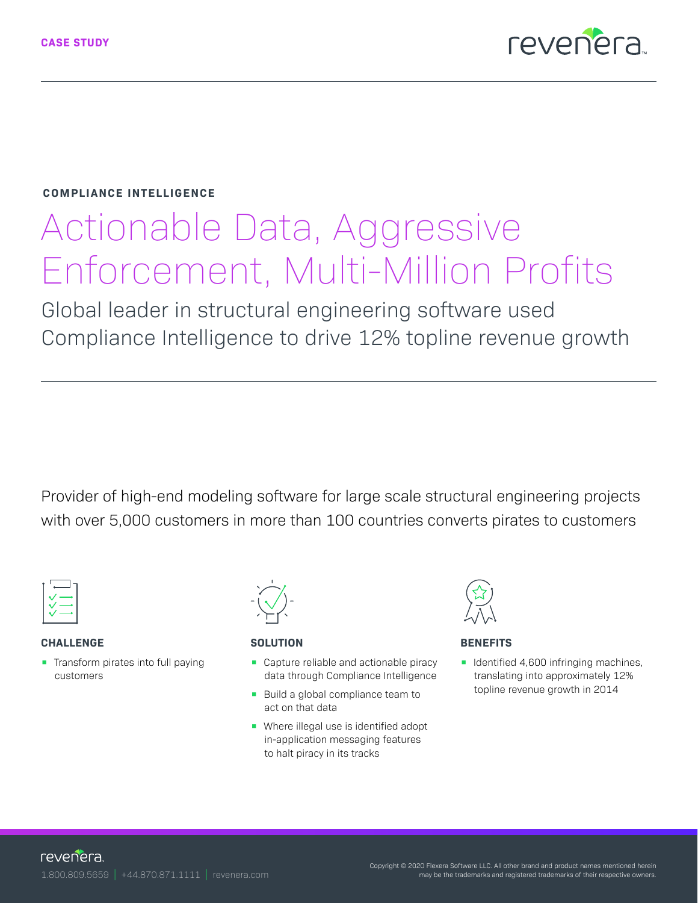CASE STUDY

**COMPLIANCE INTELLIGENCE**

# Actionable Data, Aggressive Enforcement, Multi-Million Profits

## Global leader in structural engineering software used Compliance Intelligence to drive 12% topline revenue growth

Provider of high-end modeling software for large scale structural engineering projects with over 5,000 customers in more than 100 countries converts pirates to customers

### CHALLENGE

- Transform pirates into full paying customers

### SOLUTION

- Capture reliable and actionable piracy data through Compliance Intelligence
- Build a global compliance team to act on that data
- Where illegal use is identified adopt in-application messaging features to halt piracy in its tracks

### BENEFITS

- Identified 4,600 infringing machines, translating into approximately 12% topline revenue growth in 2014

revenera.

1.800.809.5659 | +44.870.871.1111 | revenera.com

Copyright © 2020 Flexera Software LLC. All other brand and product names mentioned herein may be the trademarks and registered trademarks of their respective owners.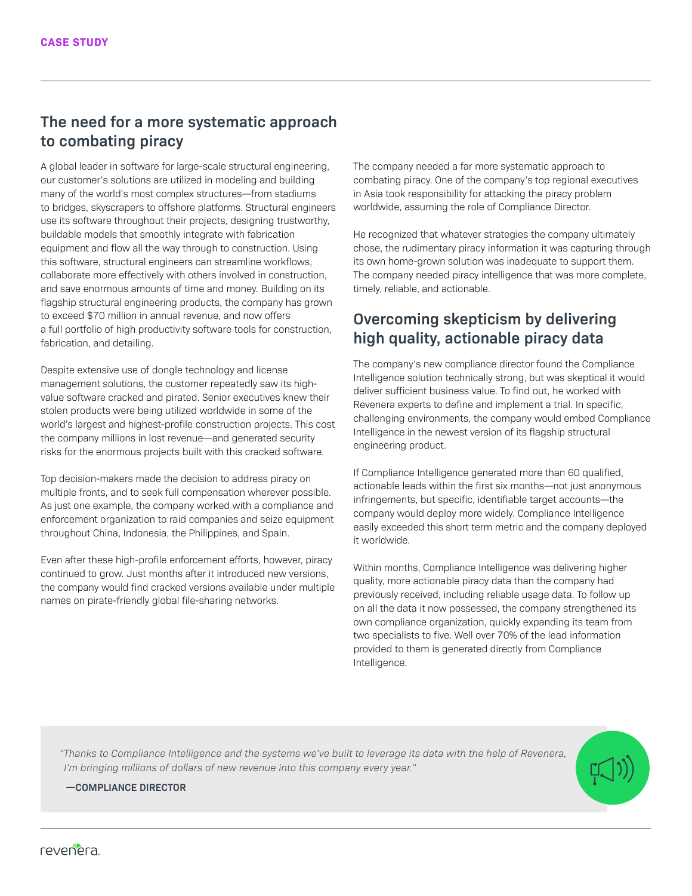CASE STUDY

## The need for a more systematic approach to combating piracy

A global leader in software for large-scale structural engineering, our customer's solutions are utilized in modeling and building many of the world's most complex structures—from stadiums to bridges, skyscrapers to offshore platforms. Structural engineers use its software throughout their projects, designing trustworthy, buildable models that smoothly integrate with fabrication equipment and flow all the way through to construction. Using this software, structural engineers can streamline workflows, collaborate more effectively with others involved in construction, and save enormous amounts of time and money. Building on its flagship structural engineering products, the company has grown to exceed $70 million in annual revenue, and now offers a full portfolio of high productivity software tools for construction, fabrication, and detailing.

Despite extensive use of dongle technology and license management solutions, the customer repeatedly saw its high-value software cracked and pirated. Senior executives knew their stolen products were being utilized worldwide in some of the world's largest and highest-profile construction projects. This cost the company millions in lost revenue—and generated security risks for the enormous projects built with this cracked software.

Top decision-makers made the decision to address piracy on multiple fronts, and to seek full compensation wherever possible. As just one example, the company worked with a compliance and enforcement organization to raid companies and seize equipment throughout China, Indonesia, the Philippines, and Spain.

Even after these high-profile enforcement efforts, however, piracy continued to grow. Just months after it introduced new versions, the company would find cracked versions available under multiple names on pirate-friendly global file-sharing networks.

The company needed a far more systematic approach to combating piracy. One of the company's top regional executives in Asia took responsibility for attacking the piracy problem worldwide, assuming the role of Compliance Director.

He recognized that whatever strategies the company ultimately chose, the rudimentary piracy information it was capturing through its own home-grown solution was inadequate to support them. The company needed piracy intelligence that was more complete, timely, reliable, and actionable.

## Overcoming skepticism by delivering high quality, actionable piracy data

The company's new compliance director found the Compliance Intelligence solution technically strong, but was skeptical it would deliver sufficient business value. To find out, he worked with Revenera experts to define and implement a trial. In specific, challenging environments, the company would embed Compliance Intelligence in the newest version of its flagship structural engineering product.

If Compliance Intelligence generated more than 60 qualified, actionable leads within the first six months—not just anonymous infringements, but specific, identifiable target accounts—the company would deploy more widely. Compliance Intelligence easily exceeded this short term metric and the company deployed it worldwide.

Within months, Compliance Intelligence was delivering higher quality, more actionable piracy data than the company had previously received, including reliable usage data. To follow up on all the data it now possessed, the company strengthened its own compliance organization, quickly expanding its team from two specialists to five. Well over 70% of the lead information provided to them is generated directly from Compliance Intelligence.

> *"Thanks to Compliance Intelligence and the systems we've built to leverage its data with the help of Revenera, I'm bringing millions of dollars of new revenue into this company every year."*
>
> **—COMPLIANCE DIRECTOR**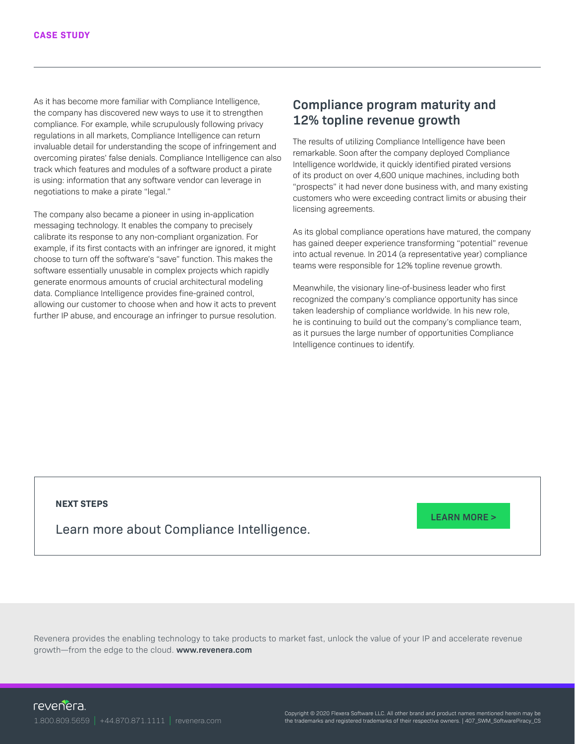As it has become more familiar with Compliance Intelligence, the company has discovered new ways to use it to strengthen compliance. For example, while scrupulously following privacy regulations in all markets, Compliance Intelligence can return invaluable detail for understanding the scope of infringement and overcoming pirates' false denials. Compliance Intelligence can also track which features and modules of a software product a pirate is using: information that any software vendor can leverage in negotiations to make a pirate "legal."

The company also became a pioneer in using in-application messaging technology. It enables the company to precisely calibrate its response to any non-compliant organization. For example, if its first contacts with an infringer are ignored, it might choose to turn off the software's "save" function. This makes the software essentially unusable in complex projects which rapidly generate enormous amounts of crucial architectural modeling data. Compliance Intelligence provides fine-grained control, allowing our customer to choose when and how it acts to prevent further IP abuse, and encourage an infringer to pursue resolution.

## Compliance program maturity and 12% topline revenue growth

The results of utilizing Compliance Intelligence have been remarkable. Soon after the company deployed Compliance Intelligence worldwide, it quickly identified pirated versions of its product on over 4,600 unique machines, including both "prospects" it had never done business with, and many existing customers who were exceeding contract limits or abusing their licensing agreements.

As its global compliance operations have matured, the company has gained deeper experience transforming "potential" revenue into actual revenue. In 2014 (a representative year) compliance teams were responsible for 12% topline revenue growth.

Meanwhile, the visionary line-of-business leader who first recognized the company's compliance opportunity has since taken leadership of compliance worldwide. In his new role, he is continuing to build out the company's compliance team, as it pursues the large number of opportunities Compliance Intelligence continues to identify.

**NEXT STEPS**

Learn more about Compliance Intelligence.

**LEARN MORE >**

Revenera provides the enabling technology to take products to market fast, unlock the value of your IP and accelerate revenue growth—from the edge to the cloud. **www.revenera.com**

revenera.

1.800.809.5659 | +44.870.871.1111 | revenera.com

Copyright © 2020 Flexera Software LLC. All other brand and product names mentioned herein may be the trademarks and registered trademarks of their respective owners. | 407_SWM_SoftwarePiracy_CS